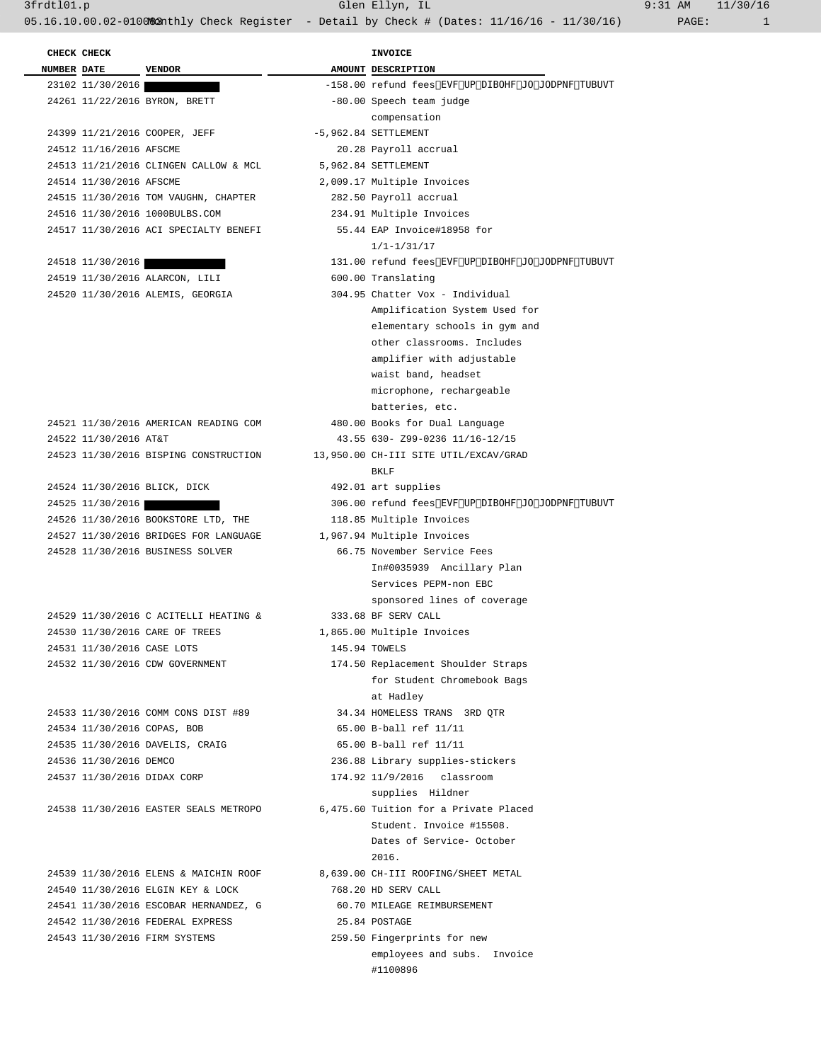| CHECK NUMBER | CHECK DATE | VENDOR | AMOUNT | INVOICE DESCRIPTION |
|---|---|---|---|---|
| 23102 | 11/30/2016 | | -158.00 | refund fees EVF UP DIBOHF JO JODPNF TUBUVT |
| 24261 | 11/22/2016 | BYRON, BRETT | -80.00 | Speech team judge compensation |
| 24399 | 11/21/2016 | COOPER, JEFF | -5,962.84 | SETTLEMENT |
| 24512 | 11/16/2016 | AFSCME | 20.28 | Payroll accrual |
| 24513 | 11/21/2016 | CLINGEN CALLOW & MCL | 5,962.84 | SETTLEMENT |
| 24514 | 11/30/2016 | AFSCME | 2,009.17 | Multiple Invoices |
| 24515 | 11/30/2016 | TOM VAUGHN, CHAPTER | 282.50 | Payroll accrual |
| 24516 | 11/30/2016 | 1000BULBS.COM | 234.91 | Multiple Invoices |
| 24517 | 11/30/2016 | ACI SPECIALTY BENEFI | 55.44 | EAP Invoice#18958 for 1/1-1/31/17 |
| 24518 | 11/30/2016 | | 131.00 | refund fees EVF UP DIBOHF JO JODPNF TUBUVT |
| 24519 | 11/30/2016 | ALARCON, LILI | 600.00 | Translating |
| 24520 | 11/30/2016 | ALEMIS, GEORGIA | 304.95 | Chatter Vox - Individual Amplification System Used for elementary schools in gym and other classrooms. Includes amplifier with adjustable waist band, headset microphone, rechargeable batteries, etc. |
| 24521 | 11/30/2016 | AMERICAN READING COM | 480.00 | Books for Dual Language |
| 24522 | 11/30/2016 | AT&T | 43.55 | 630- Z99-0236 11/16-12/15 |
| 24523 | 11/30/2016 | BISPING CONSTRUCTION | 13,950.00 | CH-III SITE UTIL/EXCAV/GRAD BKLF |
| 24524 | 11/30/2016 | BLICK, DICK | 492.01 | art supplies |
| 24525 | 11/30/2016 | | 306.00 | refund fees EVF UP DIBOHF JO JODPNF TUBUVT |
| 24526 | 11/30/2016 | BOOKSTORE LTD, THE | 118.85 | Multiple Invoices |
| 24527 | 11/30/2016 | BRIDGES FOR LANGUAGE | 1,967.94 | Multiple Invoices |
| 24528 | 11/30/2016 | BUSINESS SOLVER | 66.75 | November Service Fees In#0035939 Ancillary Plan Services PEPM-non EBC sponsored lines of coverage |
| 24529 | 11/30/2016 | C ACITELLI HEATING & | 333.68 | BF SERV CALL |
| 24530 | 11/30/2016 | CARE OF TREES | 1,865.00 | Multiple Invoices |
| 24531 | 11/30/2016 | CASE LOTS | 145.94 | TOWELS |
| 24532 | 11/30/2016 | CDW GOVERNMENT | 174.50 | Replacement Shoulder Straps for Student Chromebook Bags at Hadley |
| 24533 | 11/30/2016 | COMM CONS DIST #89 | 34.34 | HOMELESS TRANS 3RD QTR |
| 24534 | 11/30/2016 | COPAS, BOB | 65.00 | B-ball ref 11/11 |
| 24535 | 11/30/2016 | DAVELIS, CRAIG | 65.00 | B-ball ref 11/11 |
| 24536 | 11/30/2016 | DEMCO | 236.88 | Library supplies-stickers |
| 24537 | 11/30/2016 | DIDAX CORP | 174.92 | 11/9/2016 classroom supplies Hildner |
| 24538 | 11/30/2016 | EASTER SEALS METROPO | 6,475.60 | Tuition for a Private Placed Student. Invoice #15508. Dates of Service- October 2016. |
| 24539 | 11/30/2016 | ELENS & MAICHIN ROOF | 8,639.00 | CH-III ROOFING/SHEET METAL |
| 24540 | 11/30/2016 | ELGIN KEY & LOCK | 768.20 | HD SERV CALL |
| 24541 | 11/30/2016 | ESCOBAR HERNANDEZ, G | 60.70 | MILEAGE REIMBURSEMENT |
| 24542 | 11/30/2016 | FEDERAL EXPRESS | 25.84 | POSTAGE |
| 24543 | 11/30/2016 | FIRM SYSTEMS | 259.50 | Fingerprints for new employees and subs. Invoice #1100896 |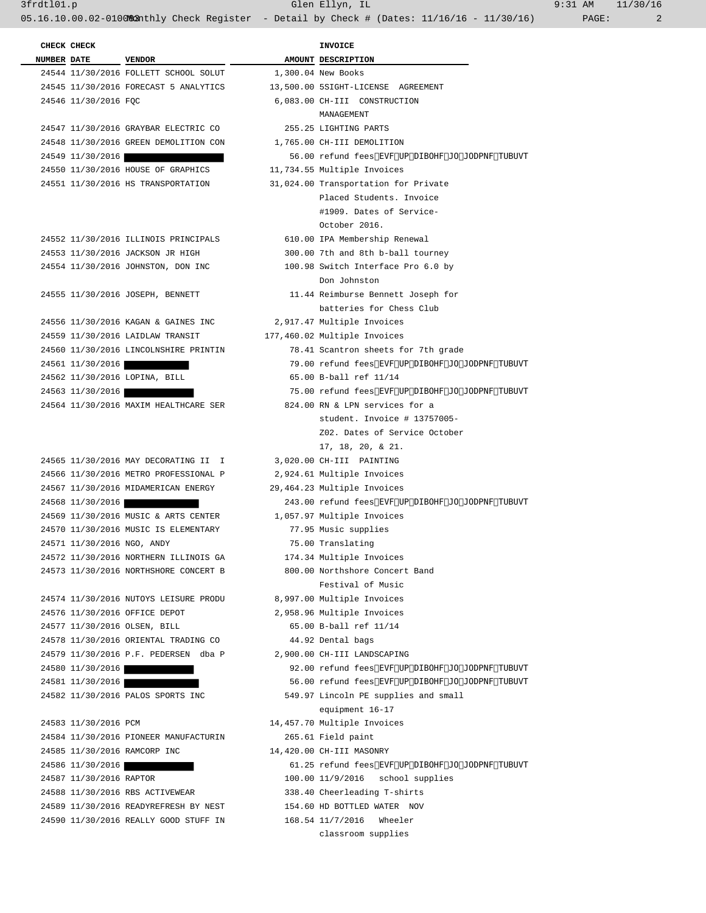| CHECK NUMBER | CHECK DATE | VENDOR | AMOUNT | INVOICE DESCRIPTION |
|---|---|---|---|---|
| 24544 | 11/30/2016 | FOLLETT SCHOOL SOLUT | 1,300.04 | New Books |
| 24545 | 11/30/2016 | FORECAST 5 ANALYTICS | 13,500.00 | 5SIGHT-LICENSE AGREEMENT |
| 24546 | 11/30/2016 | FQC | 6,083.00 | CH-III CONSTRUCTION MANAGEMENT |
| 24547 | 11/30/2016 | GRAYBAR ELECTRIC CO | 255.25 | LIGHTING PARTS |
| 24548 | 11/30/2016 | GREEN DEMOLITION CON | 1,765.00 | CH-III DEMOLITION |
| 24549 | 11/30/2016 | | 56.00 | refund fees EVF UP DIBOHF JO JODPNF TUBUVT |
| 24550 | 11/30/2016 | HOUSE OF GRAPHICS | 11,734.55 | Multiple Invoices |
| 24551 | 11/30/2016 | HS TRANSPORTATION | 31,024.00 | Transportation for Private Placed Students. Invoice #1909. Dates of Service- October 2016. |
| 24552 | 11/30/2016 | ILLINOIS PRINCIPALS | 610.00 | IPA Membership Renewal |
| 24553 | 11/30/2016 | JACKSON JR HIGH | 300.00 | 7th and 8th b-ball tourney |
| 24554 | 11/30/2016 | JOHNSTON, DON INC | 100.98 | Switch Interface Pro 6.0 by Don Johnston |
| 24555 | 11/30/2016 | JOSEPH, BENNETT | 11.44 | Reimburse Bennett Joseph for batteries for Chess Club |
| 24556 | 11/30/2016 | KAGAN & GAINES INC | 2,917.47 | Multiple Invoices |
| 24559 | 11/30/2016 | LAIDLAW TRANSIT | 177,460.02 | Multiple Invoices |
| 24560 | 11/30/2016 | LINCOLNSHIRE PRINTIN | 78.41 | Scantron sheets for 7th grade |
| 24561 | 11/30/2016 | | 79.00 | refund fees EVF UP DIBOHF JO JODPNF TUBUVT |
| 24562 | 11/30/2016 | LOPINA, BILL | 65.00 | B-ball ref 11/14 |
| 24563 | 11/30/2016 | | 75.00 | refund fees EVF UP DIBOHF JO JODPNF TUBUVT |
| 24564 | 11/30/2016 | MAXIM HEALTHCARE SER | 824.00 | RN & LPN services for a student. Invoice # 13757005-Z02. Dates of Service October 17, 18, 20, & 21. |
| 24565 | 11/30/2016 | MAY DECORATING II I | 3,020.00 | CH-III PAINTING |
| 24566 | 11/30/2016 | METRO PROFESSIONAL P | 2,924.61 | Multiple Invoices |
| 24567 | 11/30/2016 | MIDAMERICAN ENERGY | 29,464.23 | Multiple Invoices |
| 24568 | 11/30/2016 | | 243.00 | refund fees EVF UP DIBOHF JO JODPNF TUBUVT |
| 24569 | 11/30/2016 | MUSIC & ARTS CENTER | 1,057.97 | Multiple Invoices |
| 24570 | 11/30/2016 | MUSIC IS ELEMENTARY | 77.95 | Music supplies |
| 24571 | 11/30/2016 | NGO, ANDY | 75.00 | Translating |
| 24572 | 11/30/2016 | NORTHERN ILLINOIS GA | 174.34 | Multiple Invoices |
| 24573 | 11/30/2016 | NORTHSHORE CONCERT B | 800.00 | Northshore Concert Band Festival of Music |
| 24574 | 11/30/2016 | NUTOYS LEISURE PRODU | 8,997.00 | Multiple Invoices |
| 24576 | 11/30/2016 | OFFICE DEPOT | 2,958.96 | Multiple Invoices |
| 24577 | 11/30/2016 | OLSEN, BILL | 65.00 | B-ball ref 11/14 |
| 24578 | 11/30/2016 | ORIENTAL TRADING CO | 44.92 | Dental bags |
| 24579 | 11/30/2016 | P.F. PEDERSEN dba P | 2,900.00 | CH-III LANDSCAPING |
| 24580 | 11/30/2016 | | 92.00 | refund fees EVF UP DIBOHF JO JODPNF TUBUVT |
| 24581 | 11/30/2016 | | 56.00 | refund fees EVF UP DIBOHF JO JODPNF TUBUVT |
| 24582 | 11/30/2016 | PALOS SPORTS INC | 549.97 | Lincoln PE supplies and small equipment 16-17 |
| 24583 | 11/30/2016 | PCM | 14,457.70 | Multiple Invoices |
| 24584 | 11/30/2016 | PIONEER MANUFACTURIN | 265.61 | Field paint |
| 24585 | 11/30/2016 | RAMCORP INC | 14,420.00 | CH-III MASONRY |
| 24586 | 11/30/2016 | | 61.25 | refund fees EVF UP DIBOHF JO JODPNF TUBUVT |
| 24587 | 11/30/2016 | RAPTOR | 100.00 | 11/9/2016 school supplies |
| 24588 | 11/30/2016 | RBS ACTIVEWEAR | 338.40 | Cheerleading T-shirts |
| 24589 | 11/30/2016 | READYREFRESH BY NEST | 154.60 | HD BOTTLED WATER NOV |
| 24590 | 11/30/2016 | REALLY GOOD STUFF IN | 168.54 | 11/7/2016 Wheeler classroom supplies |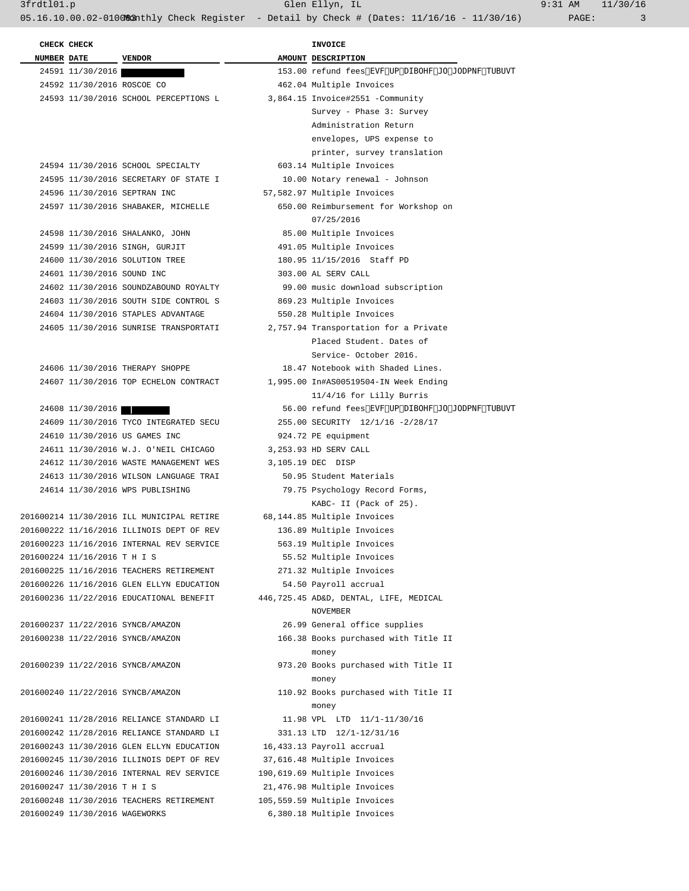| CHECK NUMBER | CHECK DATE | VENDOR | AMOUNT | INVOICE DESCRIPTION |
|---|---|---|---|---|
| 24591 | 11/30/2016 | | 153.00 | refund fees EVF UP DIBOHF JO JODPNF TUBUVT |
| 24592 | 11/30/2016 | ROSCOE CO | 462.04 | Multiple Invoices |
| 24593 | 11/30/2016 | SCHOOL PERCEPTIONS L | 3,864.15 | Invoice#2551 -Community Survey - Phase 3: Survey Administration Return envelopes, UPS expense to printer, survey translation |
| 24594 | 11/30/2016 | SCHOOL SPECIALTY | 603.14 | Multiple Invoices |
| 24595 | 11/30/2016 | SECRETARY OF STATE I | 10.00 | Notary renewal - Johnson |
| 24596 | 11/30/2016 | SEPTRAN INC | 57,582.97 | Multiple Invoices |
| 24597 | 11/30/2016 | SHABAKER, MICHELLE | 650.00 | Reimbursement for Workshop on 07/25/2016 |
| 24598 | 11/30/2016 | SHALANKO, JOHN | 85.00 | Multiple Invoices |
| 24599 | 11/30/2016 | SINGH, GURJIT | 491.05 | Multiple Invoices |
| 24600 | 11/30/2016 | SOLUTION TREE | 180.95 | 11/15/2016 Staff PD |
| 24601 | 11/30/2016 | SOUND INC | 303.00 | AL SERV CALL |
| 24602 | 11/30/2016 | SOUNDZABOUND ROYALTY | 99.00 | music download subscription |
| 24603 | 11/30/2016 | SOUTH SIDE CONTROL S | 869.23 | Multiple Invoices |
| 24604 | 11/30/2016 | STAPLES ADVANTAGE | 550.28 | Multiple Invoices |
| 24605 | 11/30/2016 | SUNRISE TRANSPORTATI | 2,757.94 | Transportation for a Private Placed Student. Dates of Service- October 2016. |
| 24606 | 11/30/2016 | THERAPY SHOPPE | 18.47 | Notebook with Shaded Lines. |
| 24607 | 11/30/2016 | TOP ECHELON CONTRACT | 1,995.00 | In#AS00519504-IN Week Ending 11/4/16 for Lilly Burris |
| 24608 | 11/30/2016 | | 56.00 | refund fees EVF UP DIBOHF JO JODPNF TUBUVT |
| 24609 | 11/30/2016 | TYCO INTEGRATED SECU | 255.00 | SECURITY 12/1/16 -2/28/17 |
| 24610 | 11/30/2016 | US GAMES INC | 924.72 | PE equipment |
| 24611 | 11/30/2016 | W.J. O'NEIL CHICAGO | 3,253.93 | HD SERV CALL |
| 24612 | 11/30/2016 | WASTE MANAGEMENT WES | 3,105.19 | DEC DISP |
| 24613 | 11/30/2016 | WILSON LANGUAGE TRAI | 50.95 | Student Materials |
| 24614 | 11/30/2016 | WPS PUBLISHING | 79.75 | Psychology Record Forms, KABC- II (Pack of 25). |
| 201600214 | 11/30/2016 | ILL MUNICIPAL RETIRE | 68,144.85 | Multiple Invoices |
| 201600222 | 11/16/2016 | ILLINOIS DEPT OF REV | 136.89 | Multiple Invoices |
| 201600223 | 11/16/2016 | INTERNAL REV SERVICE | 563.19 | Multiple Invoices |
| 201600224 | 11/16/2016 | T H I S | 55.52 | Multiple Invoices |
| 201600225 | 11/16/2016 | TEACHERS RETIREMENT | 271.32 | Multiple Invoices |
| 201600226 | 11/16/2016 | GLEN ELLYN EDUCATION | 54.50 | Payroll accrual |
| 201600236 | 11/22/2016 | EDUCATIONAL BENEFIT | 446,725.45 | AD&D, DENTAL, LIFE, MEDICAL NOVEMBER |
| 201600237 | 11/22/2016 | SYNCB/AMAZON | 26.99 | General office supplies |
| 201600238 | 11/22/2016 | SYNCB/AMAZON | 166.38 | Books purchased with Title II money |
| 201600239 | 11/22/2016 | SYNCB/AMAZON | 973.20 | Books purchased with Title II money |
| 201600240 | 11/22/2016 | SYNCB/AMAZON | 110.92 | Books purchased with Title II money |
| 201600241 | 11/28/2016 | RELIANCE STANDARD LI | 11.98 | VPL LTD 11/1-11/30/16 |
| 201600242 | 11/28/2016 | RELIANCE STANDARD LI | 331.13 | LTD 12/1-12/31/16 |
| 201600243 | 11/30/2016 | GLEN ELLYN EDUCATION | 16,433.13 | Payroll accrual |
| 201600245 | 11/30/2016 | ILLINOIS DEPT OF REV | 37,616.48 | Multiple Invoices |
| 201600246 | 11/30/2016 | INTERNAL REV SERVICE | 190,619.69 | Multiple Invoices |
| 201600247 | 11/30/2016 | T H I S | 21,476.98 | Multiple Invoices |
| 201600248 | 11/30/2016 | TEACHERS RETIREMENT | 105,559.59 | Multiple Invoices |
| 201600249 | 11/30/2016 | WAGEWORKS | 6,380.18 | Multiple Invoices |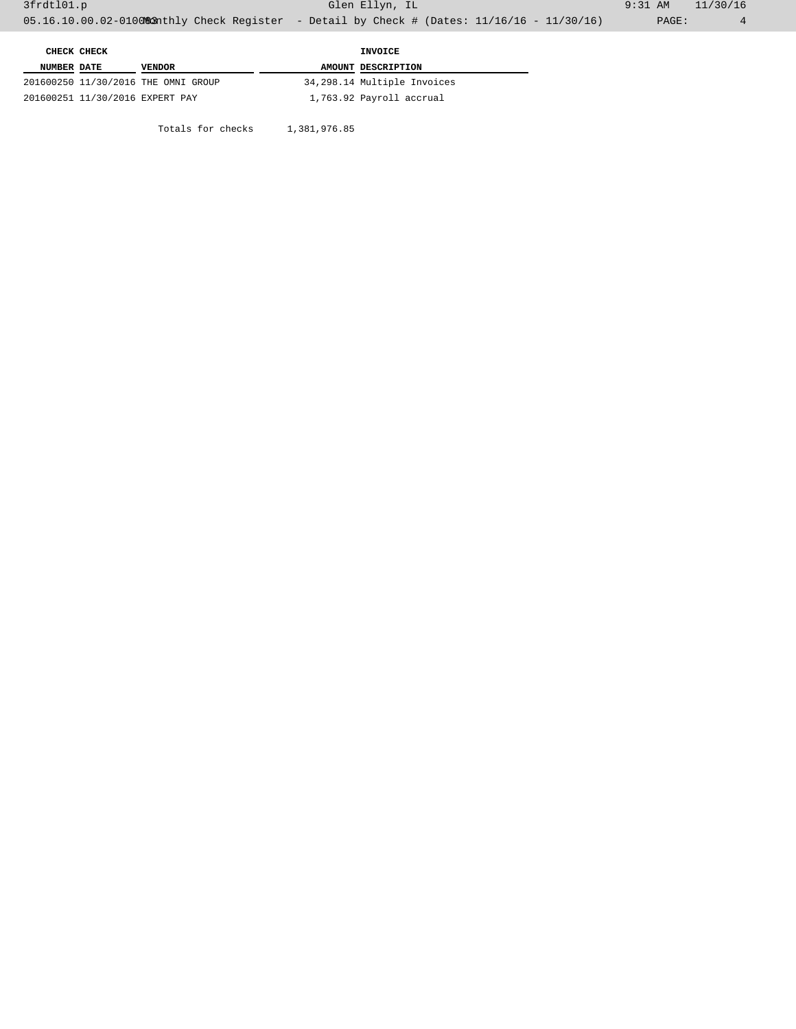| CHECK NUMBER | CHECK DATE | VENDOR | AMOUNT | INVOICE DESCRIPTION |
|---|---|---|---|---|
| 201600250 | 11/30/2016 | THE OMNI GROUP | 34,298.14 | Multiple Invoices |
| 201600251 | 11/30/2016 | EXPERT PAY | 1,763.92 | Payroll accrual |

Totals for checks 1,381,976.85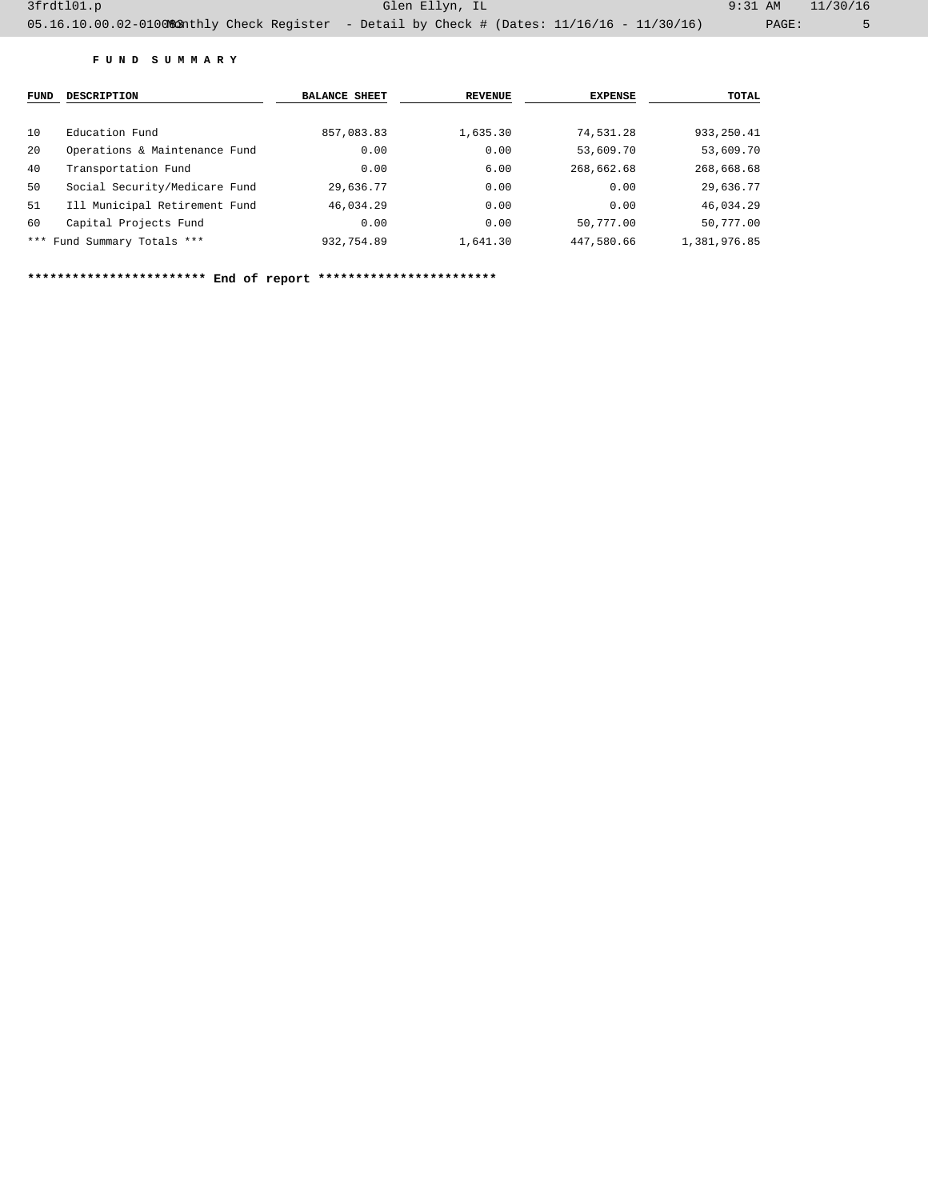**F U N D   S U M M A R Y**

| FUND | DESCRIPTION | BALANCE SHEET | REVENUE | EXPENSE | TOTAL |
|---|---|---|---|---|---|
| 10 | Education Fund | 857,083.83 | 1,635.30 | 74,531.28 | 933,250.41 |
| 20 | Operations & Maintenance Fund | 0.00 | 0.00 | 53,609.70 | 53,609.70 |
| 40 | Transportation Fund | 0.00 | 6.00 | 268,662.68 | 268,668.68 |
| 50 | Social Security/Medicare Fund | 29,636.77 | 0.00 | 0.00 | 29,636.77 |
| 51 | Ill Municipal Retirement Fund | 46,034.29 | 0.00 | 0.00 | 46,034.29 |
| 60 | Capital Projects Fund | 0.00 | 0.00 | 50,777.00 | 50,777.00 |
| *** Fund Summary Totals *** | | 932,754.89 | 1,641.30 | 447,580.66 | 1,381,976.85 |

************************ **End of report** ************************